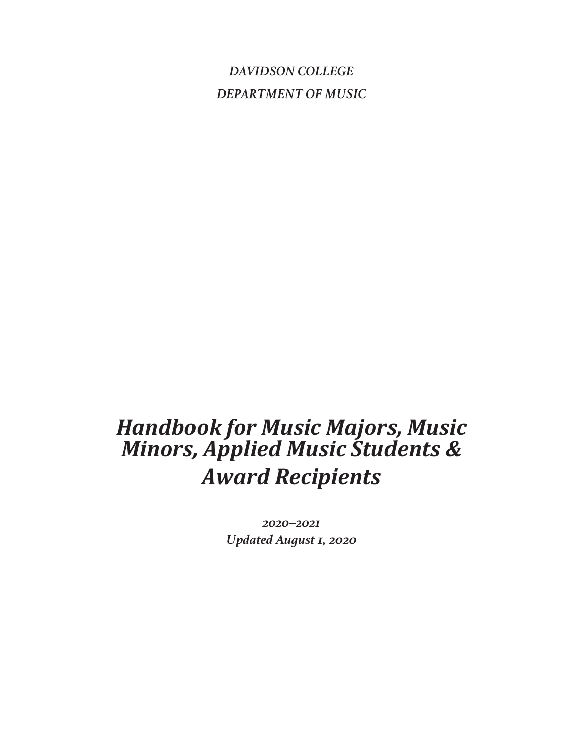*DAVIDSON COLLEGE*

*DEPARTMENT OF MUSIC*

# *Handbook for Music Majors, Music Minors, Applied Music Students & Award Recipients*

*2020–2021*

*Updated August 1, 2020*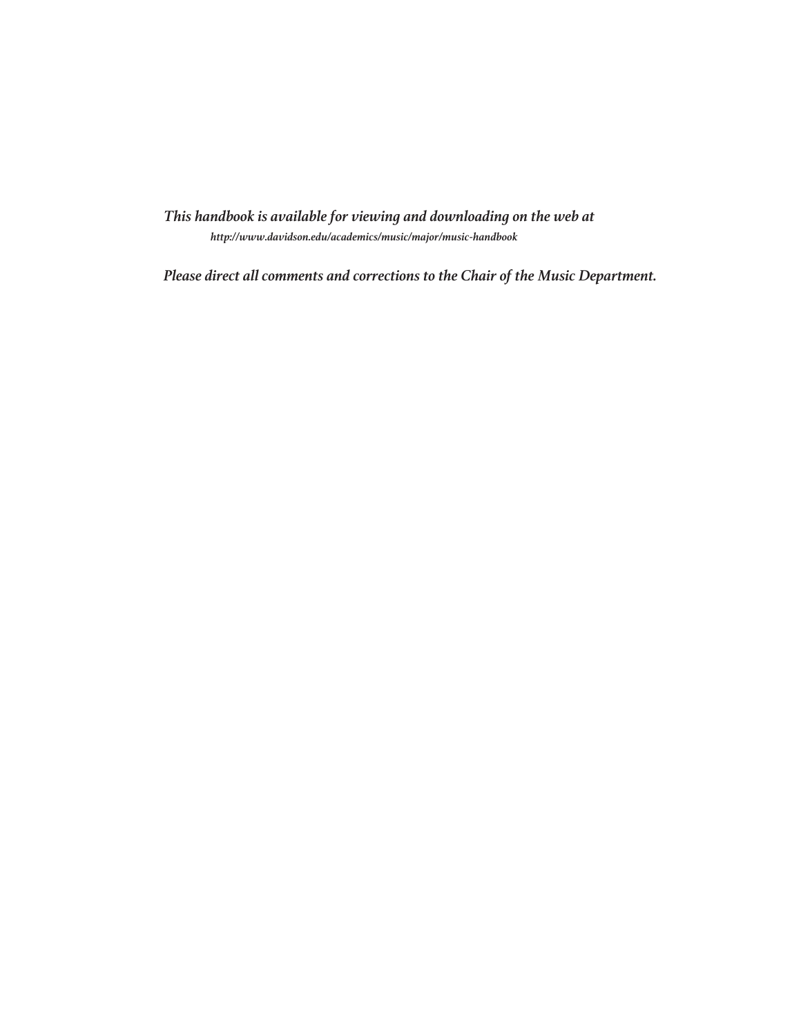*This handbook is available for viewing and downloading on the web at*
***http://www.davidson.edu/academics/music/major/music-handbook***

*Please direct all comments and corrections to the Chair of the Music Department.*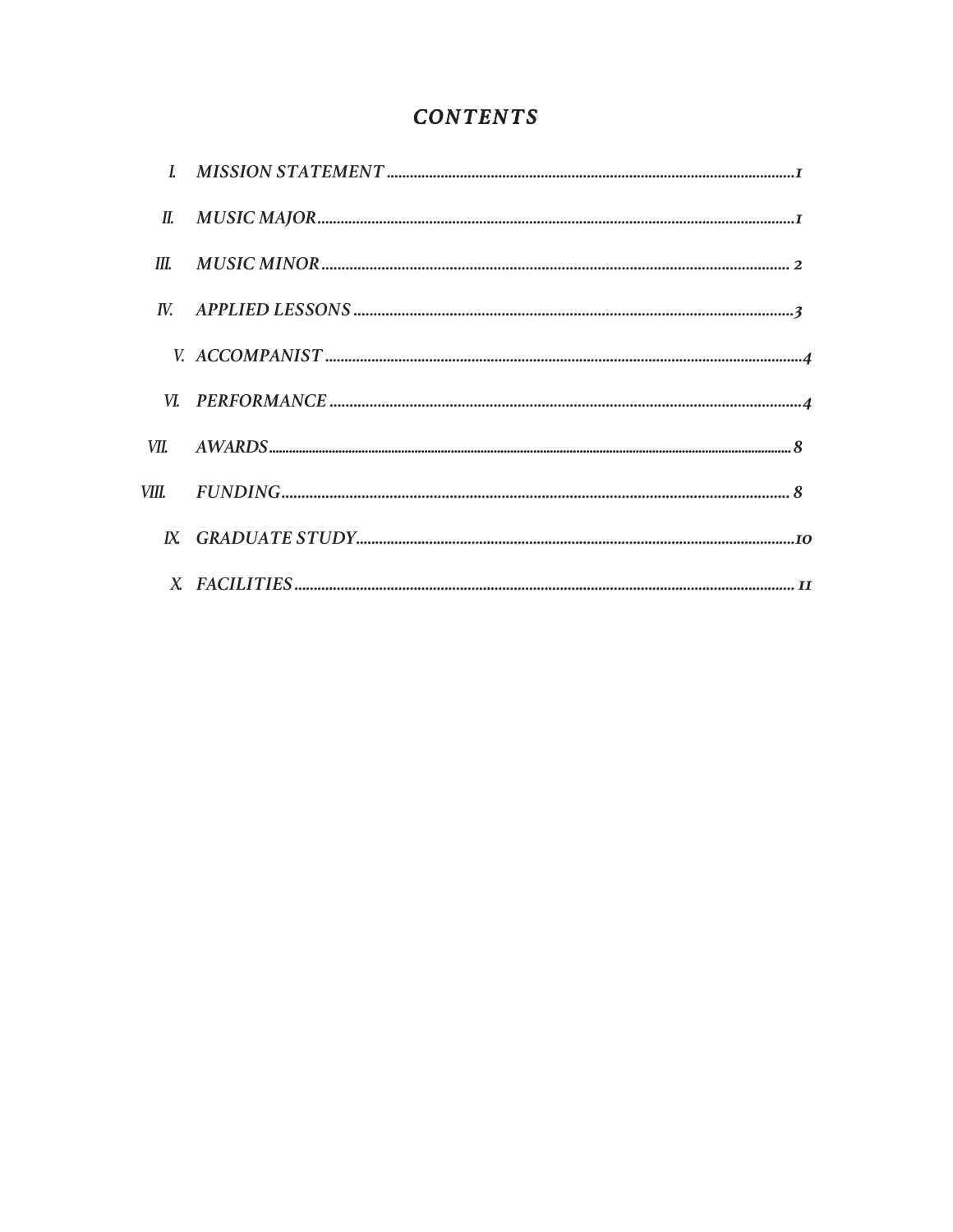# *CONTENTS*

| | | |
|---|---|---|
| I. | *MISSION STATEMENT* | 1 |
| II. | *MUSIC MAJOR* | 1 |
| III. | *MUSIC MINOR* | 2 |
| IV. | *APPLIED LESSONS* | 3 |
| V. | *ACCOMPANIST* | 4 |
| VI. | *PERFORMANCE* | 4 |
| VII. | *AWARDS* | 8 |
| VIII. | *FUNDING* | 8 |
| IX. | *GRADUATE STUDY* | 10 |
| X. | *FACILITIES* | 11 |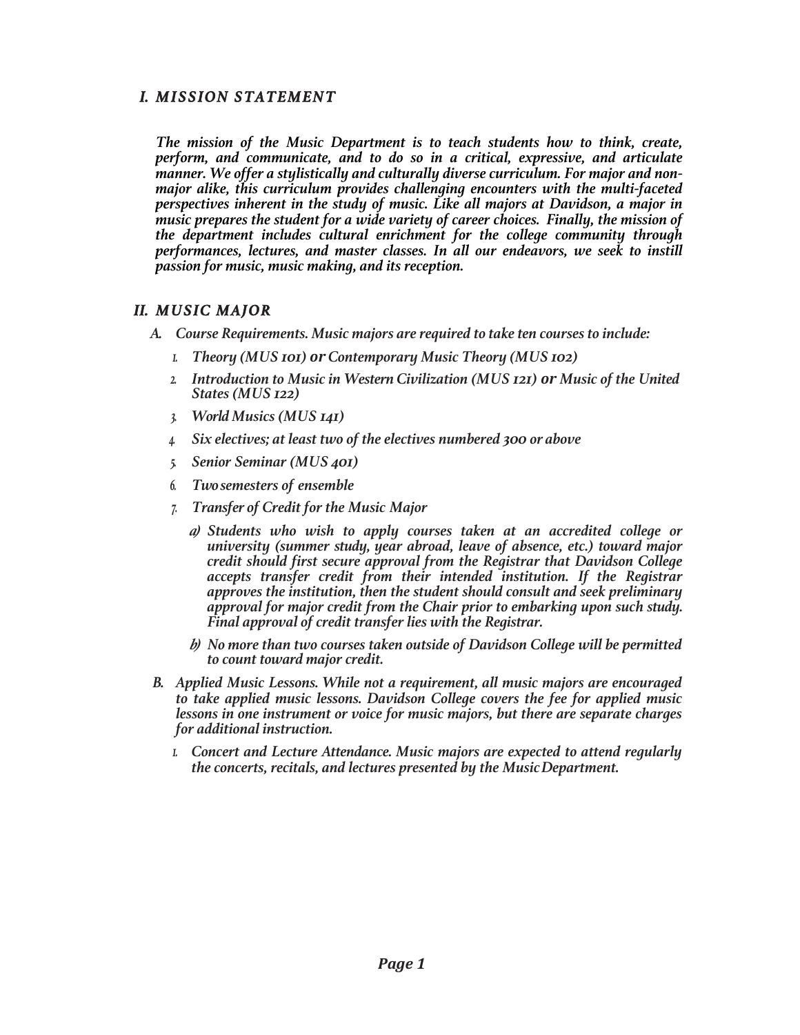## I. MISSION STATEMENT

*The mission of the Music Department is to teach students how to think, create, perform, and communicate, and to do so in a critical, expressive, and articulate manner. We offer a stylistically and culturally diverse curriculum. For major and non-major alike, this curriculum provides challenging encounters with the multi-faceted perspectives inherent in the study of music. Like all majors at Davidson, a major in music prepares the student for a wide variety of career choices. Finally, the mission of the department includes cultural enrichment for the college community through performances, lectures, and master classes. In all our endeavors, we seek to instill passion for music, music making, and its reception.*

## II. MUSIC MAJOR

*A. Course Requirements. Music majors are required to take ten courses to include:*

1. *Theory (MUS 101) **or** Contemporary Music Theory (MUS 102)*
2. *Introduction to Music in Western Civilization (MUS 121) **or** Music of the United States (MUS 122)*
3. *World Musics (MUS 141)*
4. *Six electives; at least two of the electives numbered 300 or above*
5. *Senior Seminar (MUS 401)*
6. *Two semesters of ensemble*
7. *Transfer of Credit for the Music Major*
   - *a) Students who wish to apply courses taken at an accredited college or university (summer study, year abroad, leave of absence, etc.) toward major credit should first secure approval from the Registrar that Davidson College accepts transfer credit from their intended institution. If the Registrar approves the institution, then the student should consult and seek preliminary approval for major credit from the Chair prior to embarking upon such study. Final approval of credit transfer lies with the Registrar.*
   - *b) No more than two courses taken outside of Davidson College will be permitted to count toward major credit.*

*B. Applied Music Lessons. While not a requirement, all music majors are encouraged to take applied music lessons. Davidson College covers the fee for applied music lessons in one instrument or voice for music majors, but there are separate charges for additional instruction.*

1. *Concert and Lecture Attendance. Music majors are expected to attend regularly the concerts, recitals, and lectures presented by the Music Department.*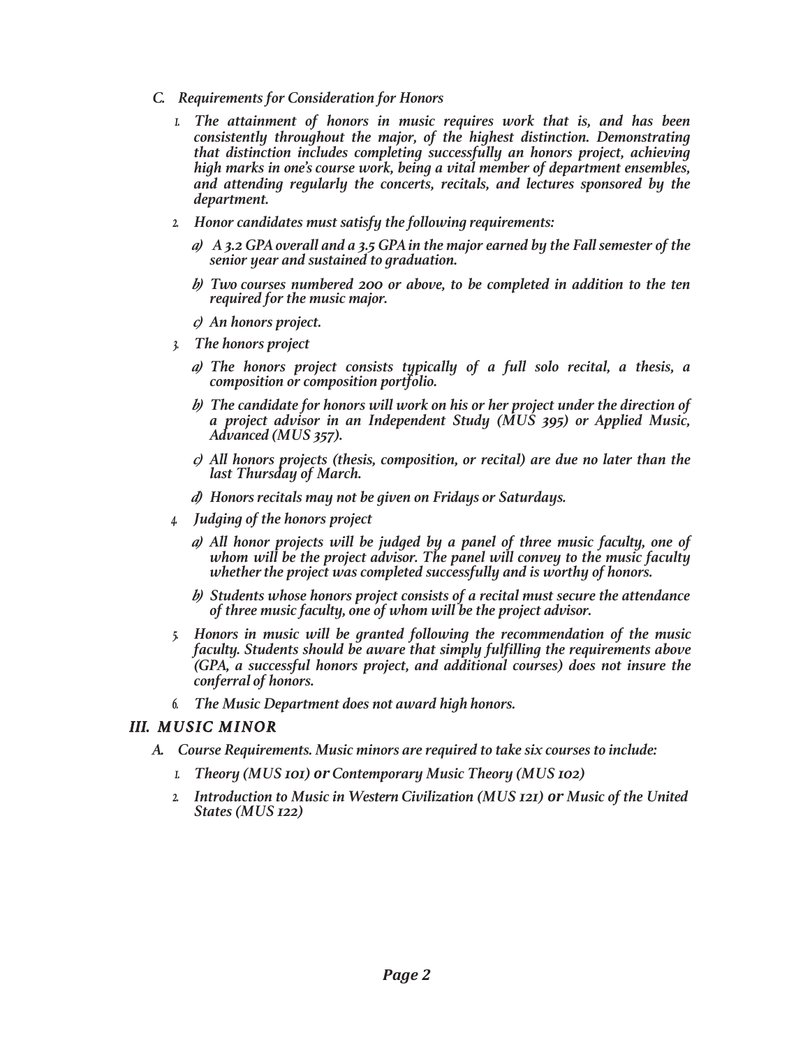*C. Requirements for Consideration for Honors*

1. *The attainment of honors in music requires work that is, and has been consistently throughout the major, of the highest distinction. Demonstrating that distinction includes completing successfully an honors project, achieving high marks in one's course work, being a vital member of department ensembles, and attending regularly the concerts, recitals, and lectures sponsored by the department.*
2. *Honor candidates must satisfy the following requirements:*
   - *a) A 3.2 GPA overall and a 3.5 GPA in the major earned by the Fall semester of the senior year and sustained to graduation.*
   - *b) Two courses numbered 200 or above, to be completed in addition to the ten required for the music major.*
   - *c) An honors project.*
3. *The honors project*
   - *a) The honors project consists typically of a full solo recital, a thesis, a composition or composition portfolio.*
   - *b) The candidate for honors will work on his or her project under the direction of a project advisor in an Independent Study (MUS 395) or Applied Music, Advanced (MUS 357).*
   - *c) All honors projects (thesis, composition, or recital) are due no later than the last Thursday of March.*
   - *d) Honors recitals may not be given on Fridays or Saturdays.*
4. *Judging of the honors project*
   - *a) All honor projects will be judged by a panel of three music faculty, one of whom will be the project advisor. The panel will convey to the music faculty whether the project was completed successfully and is worthy of honors.*
   - *b) Students whose honors project consists of a recital must secure the attendance of three music faculty, one of whom will be the project advisor.*
5. *Honors in music will be granted following the recommendation of the music faculty. Students should be aware that simply fulfilling the requirements above (GPA, a successful honors project, and additional courses) does not insure the conferral of honors.*
6. *The Music Department does not award high honors.*

## *III. MUSIC MINOR*

*A. Course Requirements. Music minors are required to take six courses to include:*

1. *Theory (MUS 101)* ***or*** *Contemporary Music Theory (MUS 102)*
2. *Introduction to Music in Western Civilization (MUS 121)* ***or*** *Music of the United States (MUS 122)*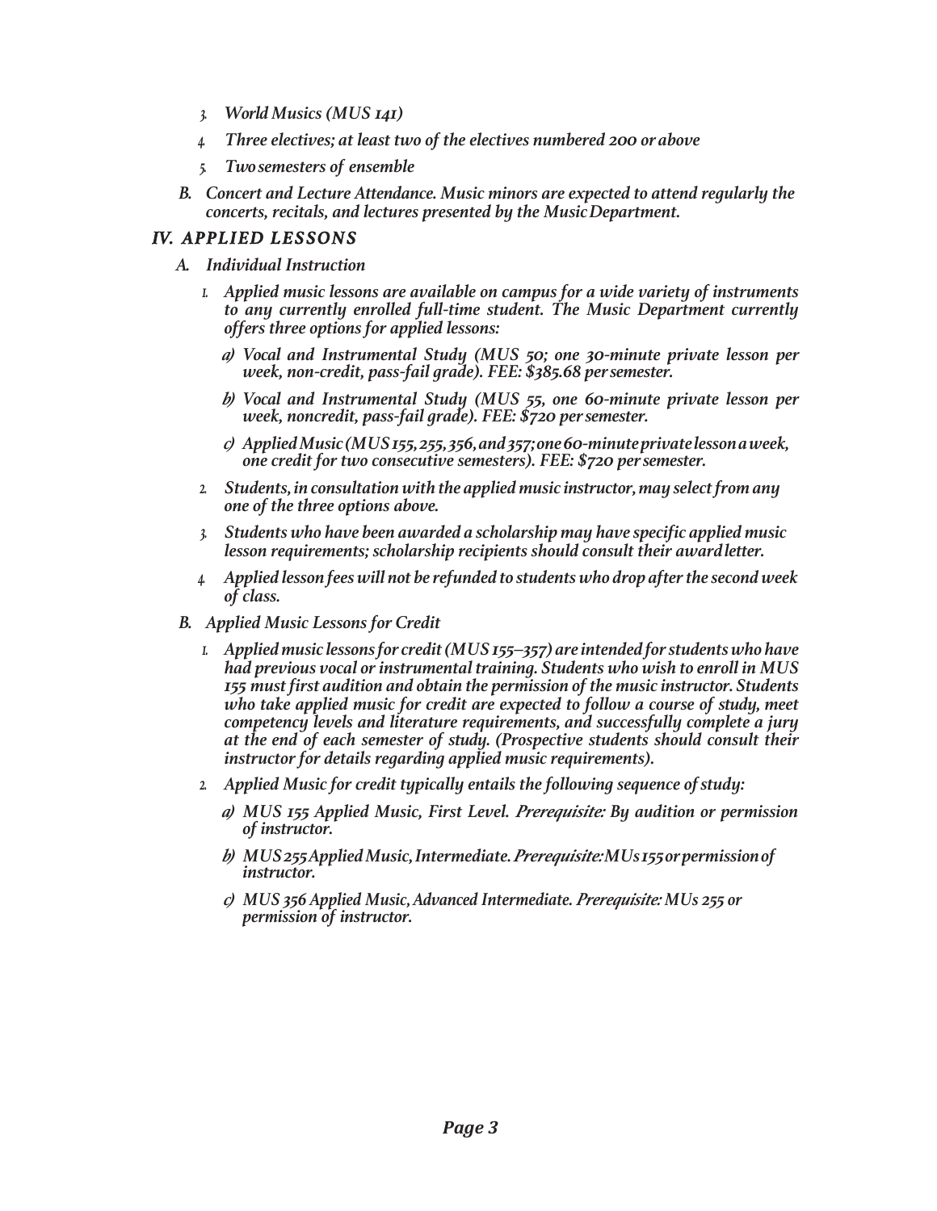3. *World Musics (MUS 141)*
4. *Three electives; at least two of the electives numbered 200 or above*
5. *Two semesters of ensemble*

*B. Concert and Lecture Attendance. Music minors are expected to attend regularly the concerts, recitals, and lectures presented by the Music Department.*

## *IV. APPLIED LESSONS*

### *A. Individual Instruction*

1. *Applied music lessons are available on campus for a wide variety of instruments to any currently enrolled full-time student. The Music Department currently offers three options for applied lessons:*
   - *a) Vocal and Instrumental Study (MUS 50; one 30-minute private lesson per week, non-credit, pass-fail grade). FEE: $385.68 per semester.*
   - *b) Vocal and Instrumental Study (MUS 55, one 60-minute private lesson per week, noncredit, pass-fail grade). FEE: $720 per semester.*
   - *c) Applied Music (MUS 155, 255, 356, and 357; one 60-minute private lesson a week, one credit for two consecutive semesters). FEE: $720 per semester.*
2. *Students, in consultation with the applied music instructor, may select from any one of the three options above.*
3. *Students who have been awarded a scholarship may have specific applied music lesson requirements; scholarship recipients should consult their award letter.*
4. *Applied lesson fees will not be refunded to students who drop after the second week of class.*

### *B. Applied Music Lessons for Credit*

1. *Applied music lessons for credit (MUS 155–357) are intended for students who have had previous vocal or instrumental training. Students who wish to enroll in MUS 155 must first audition and obtain the permission of the music instructor. Students who take applied music for credit are expected to follow a course of study, meet competency levels and literature requirements, and successfully complete a jury at the end of each semester of study. (Prospective students should consult their instructor for details regarding applied music requirements).*
2. *Applied Music for credit typically entails the following sequence of study:*
   - *a) MUS 155 Applied Music, First Level. Prerequisite: By audition or permission of instructor.*
   - *b) MUS 255 Applied Music, Intermediate. Prerequisite: MUs 155 or permission of instructor.*
   - *c) MUS 356 Applied Music, Advanced Intermediate. Prerequisite: MUs 255 or permission of instructor.*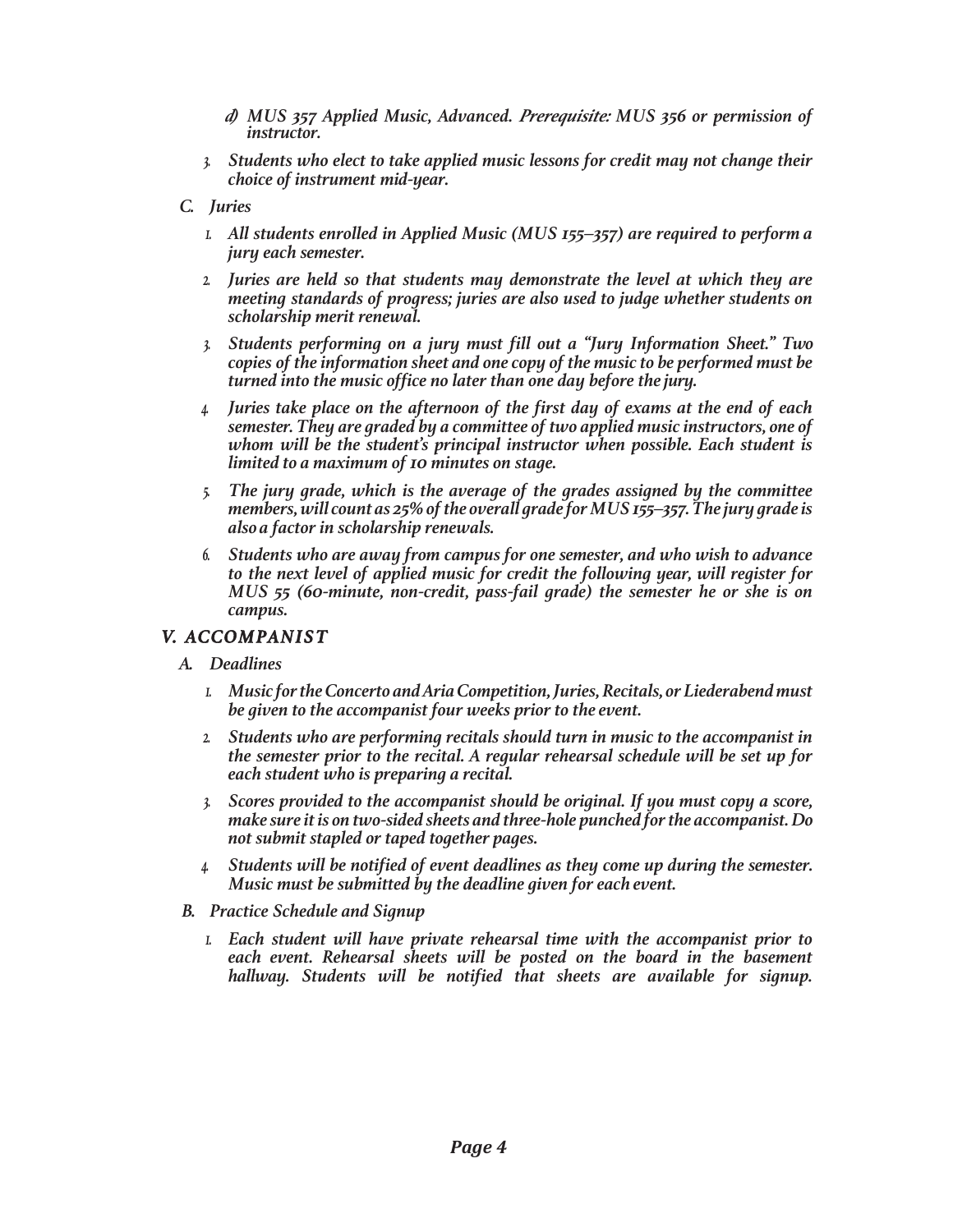*d) MUS 357 Applied Music, Advanced. Prerequisite: MUS 356 or permission of instructor.*

*3. Students who elect to take applied music lessons for credit may not change their choice of instrument mid-year.*

### *C. Juries*

*1. All students enrolled in Applied Music (MUS 155–357) are required to perform a jury each semester.*

*2. Juries are held so that students may demonstrate the level at which they are meeting standards of progress; juries are also used to judge whether students on scholarship merit renewal.*

*3. Students performing on a jury must fill out a "Jury Information Sheet." Two copies of the information sheet and one copy of the music to be performed must be turned into the music office no later than one day before the jury.*

*4. Juries take place on the afternoon of the first day of exams at the end of each semester. They are graded by a committee of two applied music instructors, one of whom will be the student's principal instructor when possible. Each student is limited to a maximum of 10 minutes on stage.*

*5. The jury grade, which is the average of the grades assigned by the committee members, will count as 25% of the overall grade for MUS 155–357. The jury grade is also a factor in scholarship renewals.*

*6. Students who are away from campus for one semester, and who wish to advance to the next level of applied music for credit the following year, will register for MUS 55 (60-minute, non-credit, pass-fail grade) the semester he or she is on campus.*

## *V. ACCOMPANIST*

### *A. Deadlines*

*1. Music for the Concerto and Aria Competition, Juries, Recitals, or Liederabend must be given to the accompanist four weeks prior to the event.*

*2. Students who are performing recitals should turn in music to the accompanist in the semester prior to the recital. A regular rehearsal schedule will be set up for each student who is preparing a recital.*

*3. Scores provided to the accompanist should be original. If you must copy a score, make sure it is on two-sided sheets and three-hole punched for the accompanist. Do not submit stapled or taped together pages.*

*4. Students will be notified of event deadlines as they come up during the semester. Music must be submitted by the deadline given for each event.*

### *B. Practice Schedule and Signup*

*1. Each student will have private rehearsal time with the accompanist prior to each event. Rehearsal sheets will be posted on the board in the basement hallway. Students will be notified that sheets are available for signup.*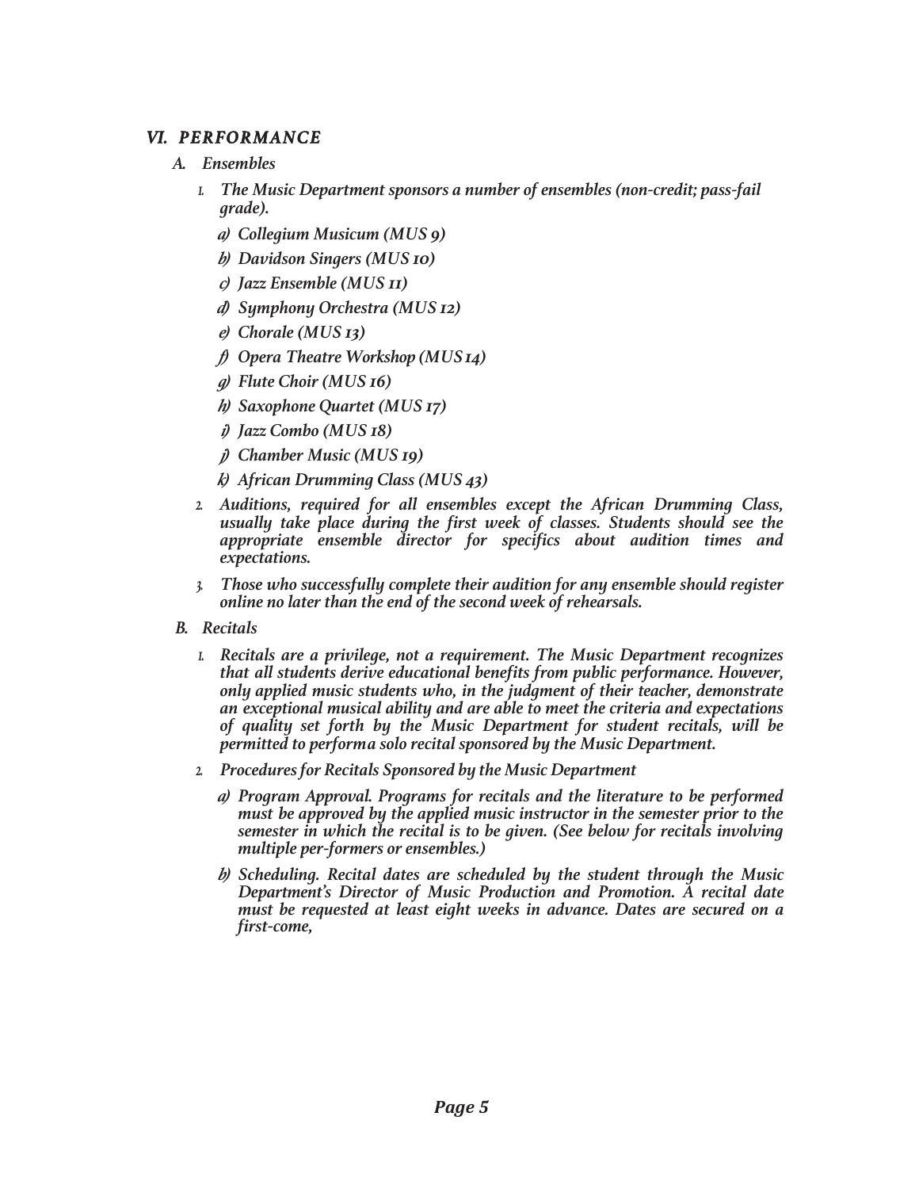## *VI. PERFORMANCE*

### *A. Ensembles*

1. *The Music Department sponsors a number of ensembles (non-credit; pass-fail grade).*
   - a) *Collegium Musicum (MUS 9)*
   - b) *Davidson Singers (MUS 10)*
   - c) *Jazz Ensemble (MUS 11)*
   - d) *Symphony Orchestra (MUS 12)*
   - e) *Chorale (MUS 13)*
   - f) *Opera Theatre Workshop (MUS 14)*
   - g) *Flute Choir (MUS 16)*
   - h) *Saxophone Quartet (MUS 17)*
   - i) *Jazz Combo (MUS 18)*
   - j) *Chamber Music (MUS 19)*
   - k) *African Drumming Class (MUS 43)*
2. *Auditions, required for all ensembles except the African Drumming Class, usually take place during the first week of classes. Students should see the appropriate ensemble director for specifics about audition times and expectations.*
3. *Those who successfully complete their audition for any ensemble should register online no later than the end of the second week of rehearsals.*

### *B. Recitals*

1. *Recitals are a privilege, not a requirement. The Music Department recognizes that all students derive educational benefits from public performance. However, only applied music students who, in the judgment of their teacher, demonstrate an exceptional musical ability and are able to meet the criteria and expectations of quality set forth by the Music Department for student recitals, will be permitted to performa solo recital sponsored by the Music Department.*
2. *Procedures for Recitals Sponsored by the Music Department*
   - a) *Program Approval. Programs for recitals and the literature to be performed must be approved by the applied music instructor in the semester prior to the semester in which the recital is to be given. (See below for recitals involving multiple per-formers or ensembles.)*
   - b) *Scheduling. Recital dates are scheduled by the student through the Music Department's Director of Music Production and Promotion. A recital date must be requested at least eight weeks in advance. Dates are secured on a first-come,*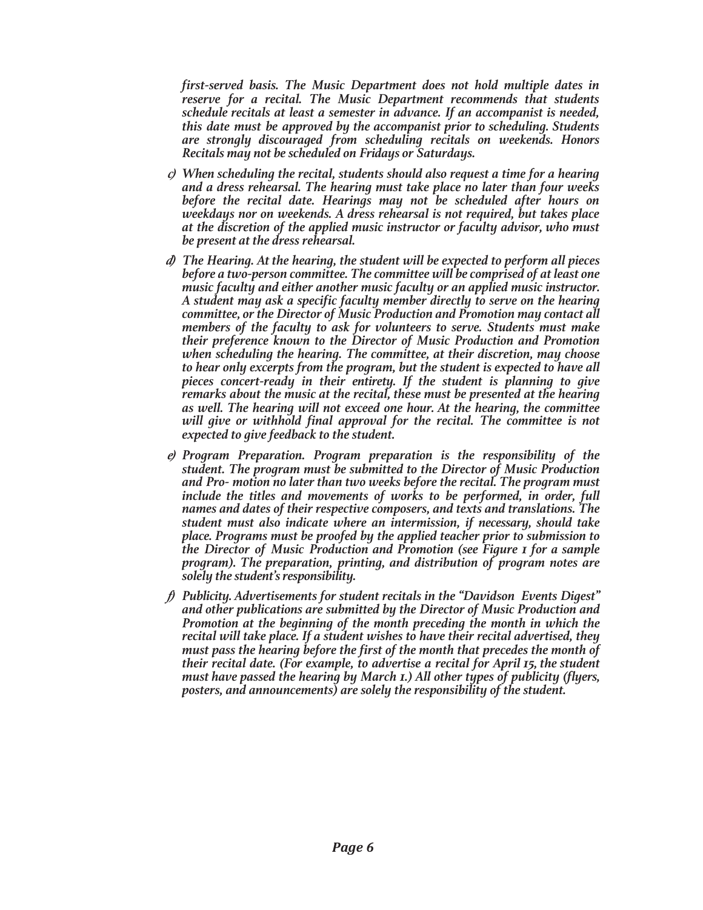*first-served basis. The Music Department does not hold multiple dates in reserve for a recital. The Music Department recommends that students schedule recitals at least a semester in advance. If an accompanist is needed, this date must be approved by the accompanist prior to scheduling. Students are strongly discouraged from scheduling recitals on weekends. Honors Recitals may not be scheduled on Fridays or Saturdays.*

c) *When scheduling the recital, students should also request a time for a hearing and a dress rehearsal. The hearing must take place no later than four weeks before the recital date. Hearings may not be scheduled after hours on weekdays nor on weekends. A dress rehearsal is not required, but takes place at the discretion of the applied music instructor or faculty advisor, who must be present at the dress rehearsal.*

d) *The Hearing. At the hearing, the student will be expected to perform all pieces before a two-person committee. The committee will be comprised of at least one music faculty and either another music faculty or an applied music instructor. A student may ask a specific faculty member directly to serve on the hearing committee, or the Director of Music Production and Promotion may contact all members of the faculty to ask for volunteers to serve. Students must make their preference known to the Director of Music Production and Promotion when scheduling the hearing. The committee, at their discretion, may choose to hear only excerpts from the program, but the student is expected to have all pieces concert-ready in their entirety. If the student is planning to give remarks about the music at the recital, these must be presented at the hearing as well. The hearing will not exceed one hour. At the hearing, the committee will give or withhold final approval for the recital. The committee is not expected to give feedback to the student.*

e) *Program Preparation. Program preparation is the responsibility of the student. The program must be submitted to the Director of Music Production and Pro- motion no later than two weeks before the recital. The program must include the titles and movements of works to be performed, in order, full names and dates of their respective composers, and texts and translations. The student must also indicate where an intermission, if necessary, should take place. Programs must be proofed by the applied teacher prior to submission to the Director of Music Production and Promotion (see Figure 1 for a sample program). The preparation, printing, and distribution of program notes are solely the student's responsibility.*

f) *Publicity. Advertisements for student recitals in the "Davidson Events Digest" and other publications are submitted by the Director of Music Production and Promotion at the beginning of the month preceding the month in which the recital will take place. If a student wishes to have their recital advertised, they must pass the hearing before the first of the month that precedes the month of their recital date. (For example, to advertise a recital for April 15, the student must have passed the hearing by March 1.) All other types of publicity (flyers, posters, and announcements) are solely the responsibility of the student.*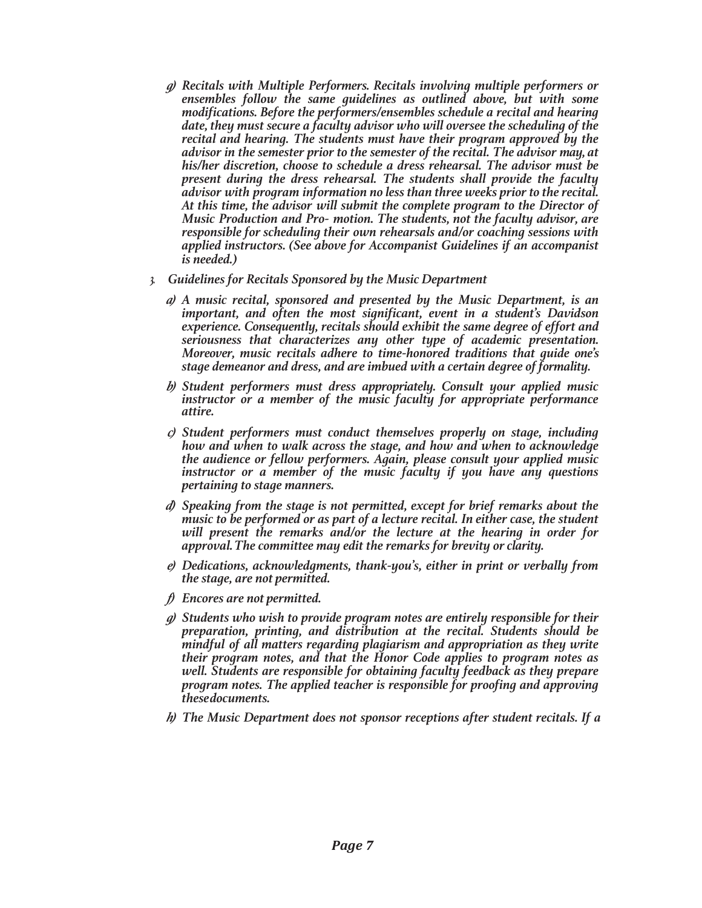*g) Recitals with Multiple Performers. Recitals involving multiple performers or ensembles follow the same guidelines as outlined above, but with some modifications. Before the performers/ensembles schedule a recital and hearing date, they must secure a faculty advisor who will oversee the scheduling of the recital and hearing. The students must have their program approved by the advisor in the semester prior to the semester of the recital. The advisor may, at his/her discretion, choose to schedule a dress rehearsal. The advisor must be present during the dress rehearsal. The students shall provide the faculty advisor with program information no less than three weeks prior to the recital. At this time, the advisor will submit the complete program to the Director of Music Production and Pro- motion. The students, not the faculty advisor, are responsible for scheduling their own rehearsals and/or coaching sessions with applied instructors. (See above for Accompanist Guidelines if an accompanist is needed.)*

3. *Guidelines for Recitals Sponsored by the Music Department*

   *a) A music recital, sponsored and presented by the Music Department, is an important, and often the most significant, event in a student's Davidson experience. Consequently, recitals should exhibit the same degree of effort and seriousness that characterizes any other type of academic presentation. Moreover, music recitals adhere to time-honored traditions that guide one's stage demeanor and dress, and are imbued with a certain degree of formality.*

   *b) Student performers must dress appropriately. Consult your applied music instructor or a member of the music faculty for appropriate performance attire.*

   *c) Student performers must conduct themselves properly on stage, including how and when to walk across the stage, and how and when to acknowledge the audience or fellow performers. Again, please consult your applied music instructor or a member of the music faculty if you have any questions pertaining to stage manners.*

   *d) Speaking from the stage is not permitted, except for brief remarks about the music to be performed or as part of a lecture recital. In either case, the student will present the remarks and/or the lecture at the hearing in order for approval. The committee may edit the remarks for brevity or clarity.*

   *e) Dedications, acknowledgments, thank-you's, either in print or verbally from the stage, are not permitted.*

   *f) Encores are not permitted.*

   *g) Students who wish to provide program notes are entirely responsible for their preparation, printing, and distribution at the recital. Students should be mindful of all matters regarding plagiarism and appropriation as they write their program notes, and that the Honor Code applies to program notes as well. Students are responsible for obtaining faculty feedback as they prepare program notes. The applied teacher is responsible for proofing and approving these documents.*

   *h) The Music Department does not sponsor receptions after student recitals. If a*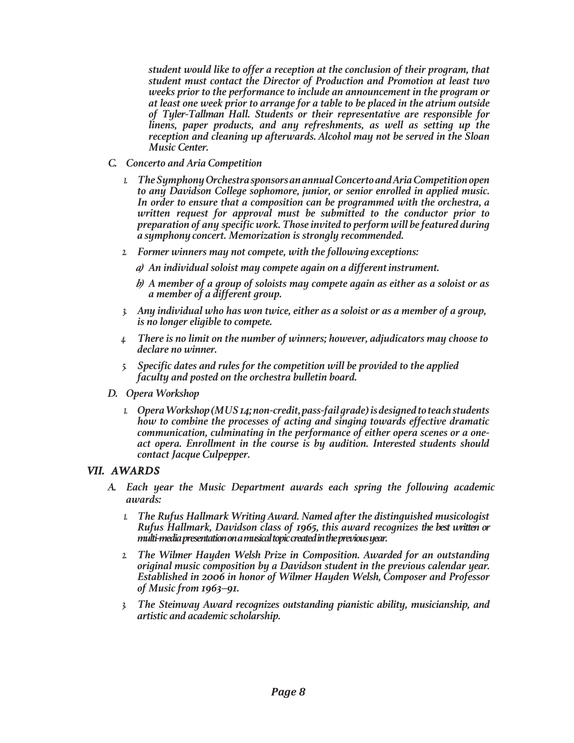*student would like to offer a reception at the conclusion of their program, that student must contact the Director of Production and Promotion at least two weeks prior to the performance to include an announcement in the program or at least one week prior to arrange for a table to be placed in the atrium outside of Tyler-Tallman Hall. Students or their representative are responsible for linens, paper products, and any refreshments, as well as setting up the reception and cleaning up afterwards. Alcohol may not be served in the Sloan Music Center.*

C. *Concerto and Aria Competition*

1. *The Symphony Orchestra sponsors an annual Concerto and Aria Competition open to any Davidson College sophomore, junior, or senior enrolled in applied music. In order to ensure that a composition can be programmed with the orchestra, a written request for approval must be submitted to the conductor prior to preparation of any specific work. Those invited to perform will be featured during a symphony concert. Memorization is strongly recommended.*
2. *Former winners may not compete, with the following exceptions:*
   a) *An individual soloist may compete again on a different instrument.*
   b) *A member of a group of soloists may compete again as either as a soloist or as a member of a different group.*
3. *Any individual who has won twice, either as a soloist or as a member of a group, is no longer eligible to compete.*
4. *There is no limit on the number of winners; however, adjudicators may choose to declare no winner.*
5. *Specific dates and rules for the competition will be provided to the applied faculty and posted on the orchestra bulletin board.*

D. *Opera Workshop*

1. *Opera Workshop (MUS 14; non-credit, pass-fail grade) is designed to teach students how to combine the processes of acting and singing towards effective dramatic communication, culminating in the performance of either opera scenes or a one-act opera. Enrollment in the course is by audition. Interested students should contact Jacque Culpepper.*

## VII. AWARDS

A. *Each year the Music Department awards each spring the following academic awards:*

1. *The Rufus Hallmark Writing Award. Named after the distinguished musicologist Rufus Hallmark, Davidson class of 1965, this award recognizes the best written or multi-media presentation on a musical topic created in the previous year.*
2. *The Wilmer Hayden Welsh Prize in Composition. Awarded for an outstanding original music composition by a Davidson student in the previous calendar year. Established in 2006 in honor of Wilmer Hayden Welsh, Composer and Professor of Music from 1963–91.*
3. *The Steinway Award recognizes outstanding pianistic ability, musicianship, and artistic and academic scholarship.*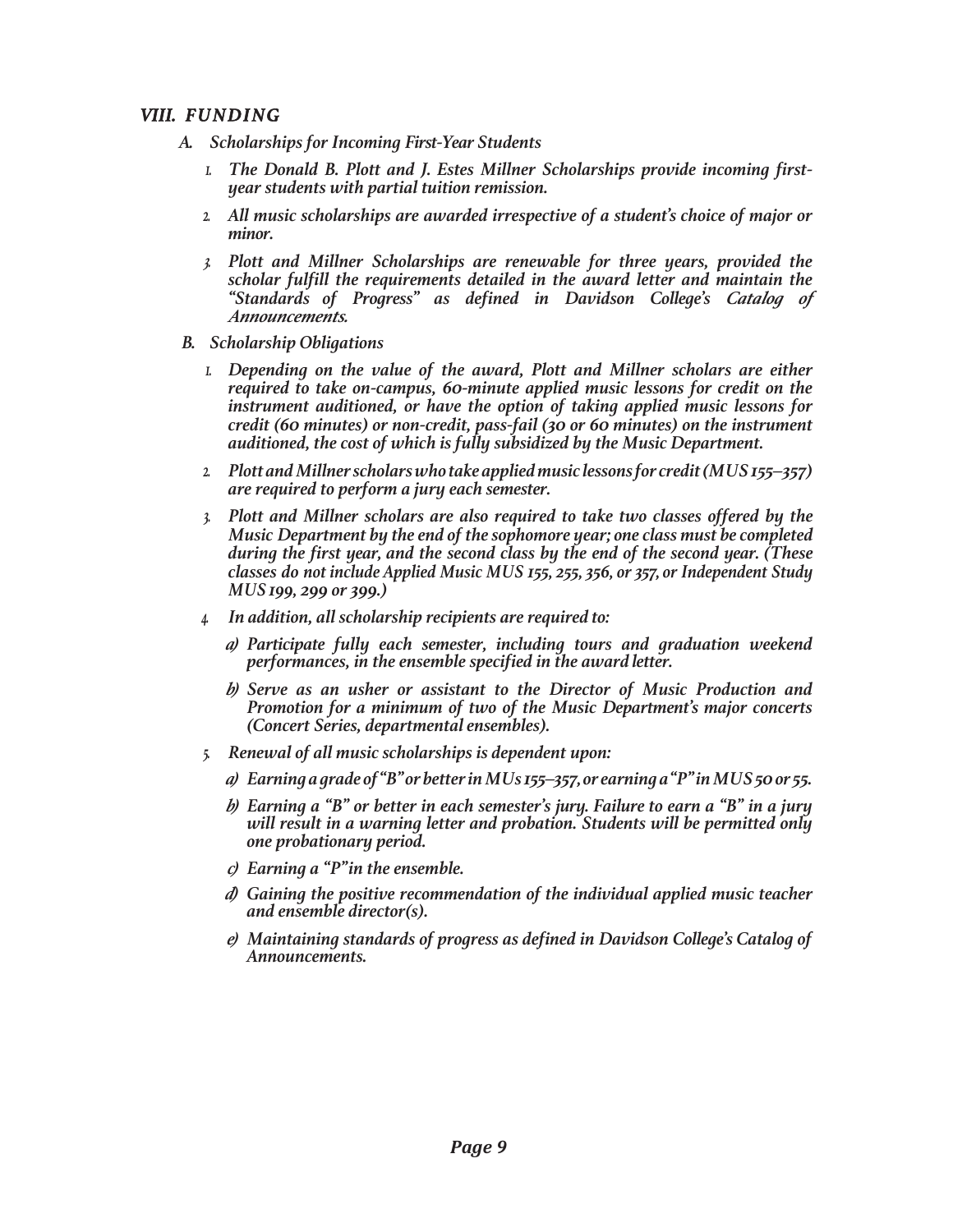## VIII. FUNDING

### A. Scholarships for Incoming First-Year Students

1. The Donald B. Plott and J. Estes Millner Scholarships provide incoming first-year students with partial tuition remission.

2. All music scholarships are awarded irrespective of a student's choice of major or minor.

3. Plott and Millner Scholarships are renewable for three years, provided the scholar fulfill the requirements detailed in the award letter and maintain the "Standards of Progress" as defined in Davidson College's *Catalog of Announcements.*

### B. Scholarship Obligations

1. Depending on the value of the award, Plott and Millner scholars are either required to take on-campus, 60-minute applied music lessons for credit on the instrument auditioned, or have the option of taking applied music lessons for credit (60 minutes) or non-credit, pass-fail (30 or 60 minutes) on the instrument auditioned, the cost of which is fully subsidized by the Music Department.

2. Plott and Millner scholars who take applied music lessons for credit (MUS 155–357) are required to perform a jury each semester.

3. Plott and Millner scholars are also required to take two classes offered by the Music Department by the end of the sophomore year; one class must be completed during the first year, and the second class by the end of the second year. (These classes do not include Applied Music MUS 155, 255, 356, or 357, or Independent Study MUS 199, 299 or 399.)

4. In addition, all scholarship recipients are required to:

   a) Participate fully each semester, including tours and graduation weekend performances, in the ensemble specified in the award letter.

   b) Serve as an usher or assistant to the Director of Music Production and Promotion for a minimum of two of the Music Department's major concerts (Concert Series, departmental ensembles).

5. Renewal of all music scholarships is dependent upon:

   a) Earning a grade of "B" or better in MUs 155–357, or earning a "P" in MUS 50 or 55.

   b) Earning a "B" or better in each semester's jury. Failure to earn a "B" in a jury will result in a warning letter and probation. Students will be permitted only one probationary period.

   c) Earning a "P" in the ensemble.

   d) Gaining the positive recommendation of the individual applied music teacher and ensemble director(s).

   e) Maintaining standards of progress as defined in Davidson College's Catalog of Announcements.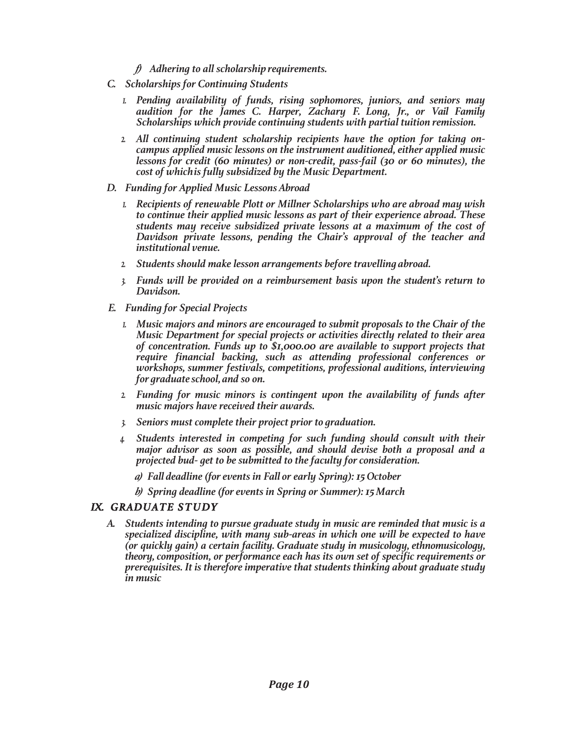f) *Adhering to all scholarship requirements.*

C. *Scholarships for Continuing Students*

1. *Pending availability of funds, rising sophomores, juniors, and seniors may audition for the James C. Harper, Zachary F. Long, Jr., or Vail Family Scholarships which provide continuing students with partial tuition remission.*

2. *All continuing student scholarship recipients have the option for taking on-campus applied music lessons on the instrument auditioned, either applied music lessons for credit (60 minutes) or non-credit, pass-fail (30 or 60 minutes), the cost of which is fully subsidized by the Music Department.*

D. *Funding for Applied Music Lessons Abroad*

1. *Recipients of renewable Plott or Millner Scholarships who are abroad may wish to continue their applied music lessons as part of their experience abroad. These students may receive subsidized private lessons at a maximum of the cost of Davidson private lessons, pending the Chair's approval of the teacher and institutional venue.*

2. *Students should make lesson arrangements before travelling abroad.*

3. *Funds will be provided on a reimbursement basis upon the student's return to Davidson.*

E. *Funding for Special Projects*

1. *Music majors and minors are encouraged to submit proposals to the Chair of the Music Department for special projects or activities directly related to their area of concentration. Funds up to $1,000.00 are available to support projects that require financial backing, such as attending professional conferences or workshops, summer festivals, competitions, professional auditions, interviewing for graduate school, and so on.*

2. *Funding for music minors is contingent upon the availability of funds after music majors have received their awards.*

3. *Seniors must complete their project prior to graduation.*

4. *Students interested in competing for such funding should consult with their major advisor as soon as possible, and should devise both a proposal and a projected bud- get to be submitted to the faculty for consideration.*

   a) *Fall deadline (for events in Fall or early Spring): 15 October*

   b) *Spring deadline (for events in Spring or Summer): 15 March*

## IX. GRADUATE STUDY

A. *Students intending to pursue graduate study in music are reminded that music is a specialized discipline, with many sub-areas in which one will be expected to have (or quickly gain) a certain facility. Graduate study in musicology, ethnomusicology, theory, composition, or performance each has its own set of specific requirements or prerequisites. It is therefore imperative that students thinking about graduate study in music*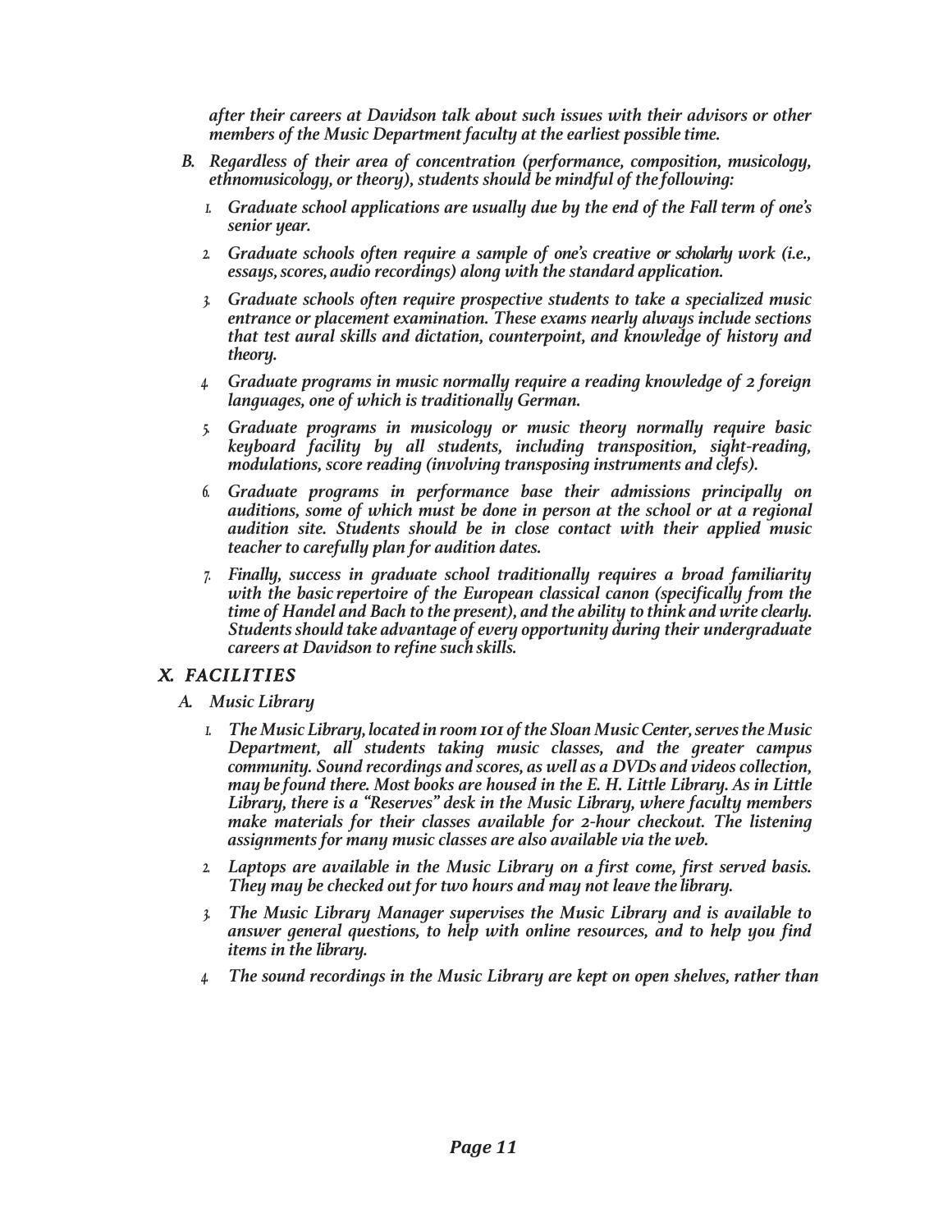*after their careers at Davidson talk about such issues with their advisors or other members of the Music Department faculty at the earliest possible time.*

B. *Regardless of their area of concentration (performance, composition, musicology, ethnomusicology, or theory), students should be mindful of the following:*

   1. *Graduate school applications are usually due by the end of the Fall term of one's senior year.*
   2. *Graduate schools often require a sample of one's creative or scholarly work (i.e., essays, scores, audio recordings) along with the standard application.*
   3. *Graduate schools often require prospective students to take a specialized music entrance or placement examination. These exams nearly always include sections that test aural skills and dictation, counterpoint, and knowledge of history and theory.*
   4. *Graduate programs in music normally require a reading knowledge of 2 foreign languages, one of which is traditionally German.*
   5. *Graduate programs in musicology or music theory normally require basic keyboard facility by all students, including transposition, sight-reading, modulations, score reading (involving transposing instruments and clefs).*
   6. *Graduate programs in performance base their admissions principally on auditions, some of which must be done in person at the school or at a regional audition site. Students should be in close contact with their applied music teacher to carefully plan for audition dates.*
   7. *Finally, success in graduate school traditionally requires a broad familiarity with the basic repertoire of the European classical canon (specifically from the time of Handel and Bach to the present), and the ability to think and write clearly. Students should take advantage of every opportunity during their undergraduate careers at Davidson to refine such skills.*

## X. FACILITIES

A. *Music Library*

   1. *The Music Library, located in room 101 of the Sloan Music Center, serves the Music Department, all students taking music classes, and the greater campus community. Sound recordings and scores, as well as a DVDs and videos collection, may be found there. Most books are housed in the E. H. Little Library. As in Little Library, there is a "Reserves" desk in the Music Library, where faculty members make materials for their classes available for 2-hour checkout. The listening assignments for many music classes are also available via the web.*
   2. *Laptops are available in the Music Library on a first come, first served basis. They may be checked out for two hours and may not leave the library.*
   3. *The Music Library Manager supervises the Music Library and is available to answer general questions, to help with online resources, and to help you find items in the library.*
   4. *The sound recordings in the Music Library are kept on open shelves, rather than*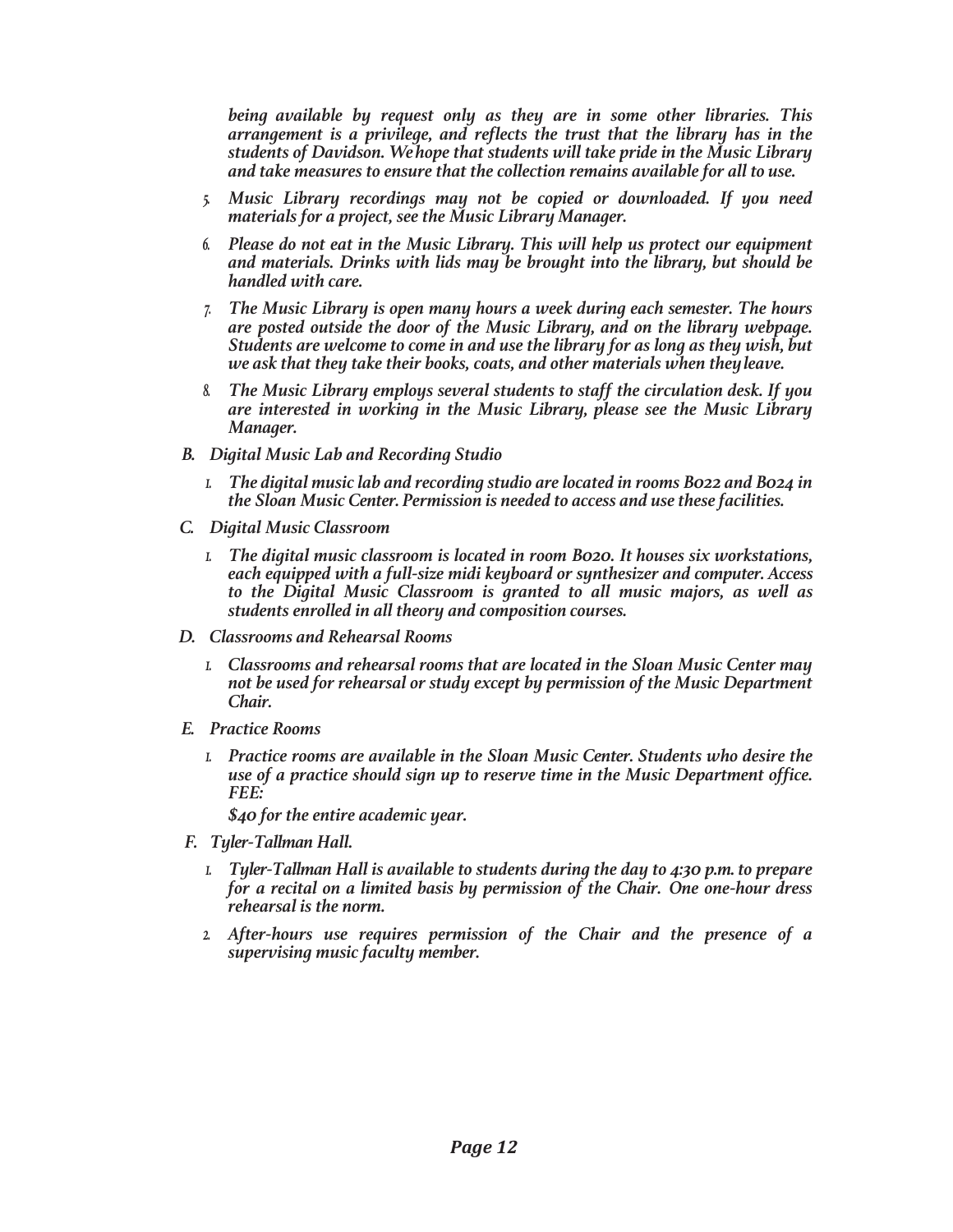*being available by request only as they are in some other libraries. This arrangement is a privilege, and reflects the trust that the library has in the students of Davidson. We hope that students will take pride in the Music Library and take measures to ensure that the collection remains available for all to use.*

5. *Music Library recordings may not be copied or downloaded. If you need materials for a project, see the Music Library Manager.*
6. *Please do not eat in the Music Library. This will help us protect our equipment and materials. Drinks with lids may be brought into the library, but should be handled with care.*
7. *The Music Library is open many hours a week during each semester. The hours are posted outside the door of the Music Library, and on the library webpage. Students are welcome to come in and use the library for as long as they wish, but we ask that they take their books, coats, and other materials when they leave.*
8. *The Music Library employs several students to staff the circulation desk. If you are interested in working in the Music Library, please see the Music Library Manager.*

**B. *Digital Music Lab and Recording Studio***

1. *The digital music lab and recording studio are located in rooms B022 and B024 in the Sloan Music Center. Permission is needed to access and use these facilities.*

**C. *Digital Music Classroom***

1. *The digital music classroom is located in room B020. It houses six workstations, each equipped with a full-size midi keyboard or synthesizer and computer. Access to the Digital Music Classroom is granted to all music majors, as well as students enrolled in all theory and composition courses.*

**D. *Classrooms and Rehearsal Rooms***

1. *Classrooms and rehearsal rooms that are located in the Sloan Music Center may not be used for rehearsal or study except by permission of the Music Department Chair.*

**E. *Practice Rooms***

1. *Practice rooms are available in the Sloan Music Center. Students who desire the use of a practice should sign up to reserve time in the Music Department office. FEE:*

   *$40 for the entire academic year.*

**F. *Tyler-Tallman Hall.***

1. *Tyler-Tallman Hall is available to students during the day to 4:30 p.m. to prepare for a recital on a limited basis by permission of the Chair. One one-hour dress rehearsal is the norm.*
2. *After-hours use requires permission of the Chair and the presence of a supervising music faculty member.*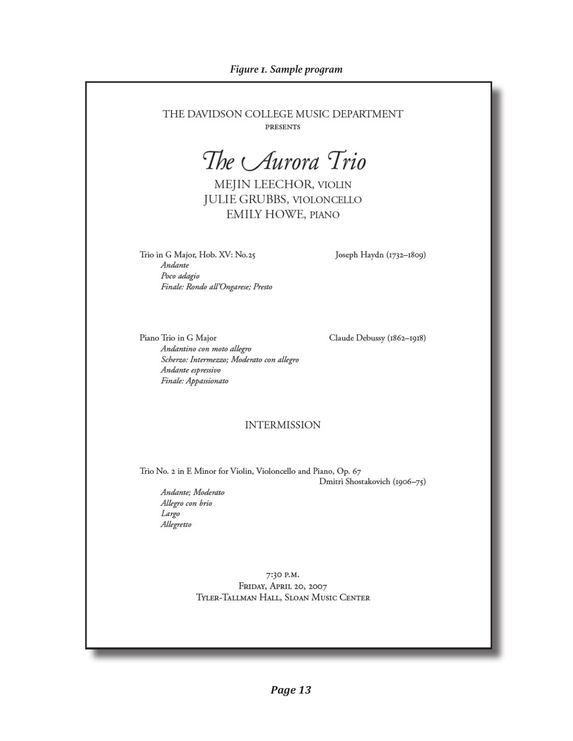***Figure 1. Sample program***

THE DAVIDSON COLLEGE MUSIC DEPARTMENT
PRESENTS

# *The Aurora Trio*

MEJIN LEECHOR, VIOLIN
JULIE GRUBBS, VIOLONCELLO
EMILY HOWE, PIANO

Trio in G Major, Hob. XV: No.25 — Joseph Haydn (1732–1809)

*Andante*
*Poco adagio*
*Finale: Rondo all'Ongarese; Presto*

Piano Trio in G Major — Claude Debussy (1862–1918)

*Andantino con moto allegro*
*Scherzo: Intermezzo; Moderato con allegro*
*Andante espressivo*
*Finale: Appassionato*

INTERMISSION

Trio No. 2 in E Minor for Violin, Violoncello and Piano, Op. 67
Dmitri Shostakovich (1906–75)

*Andante; Moderato*
*Allegro con brio*
*Largo*
*Allegretto*

7:30 P.M.
FRIDAY, APRIL 20, 2007
TYLER-TALLMAN HALL, SLOAN MUSIC CENTER